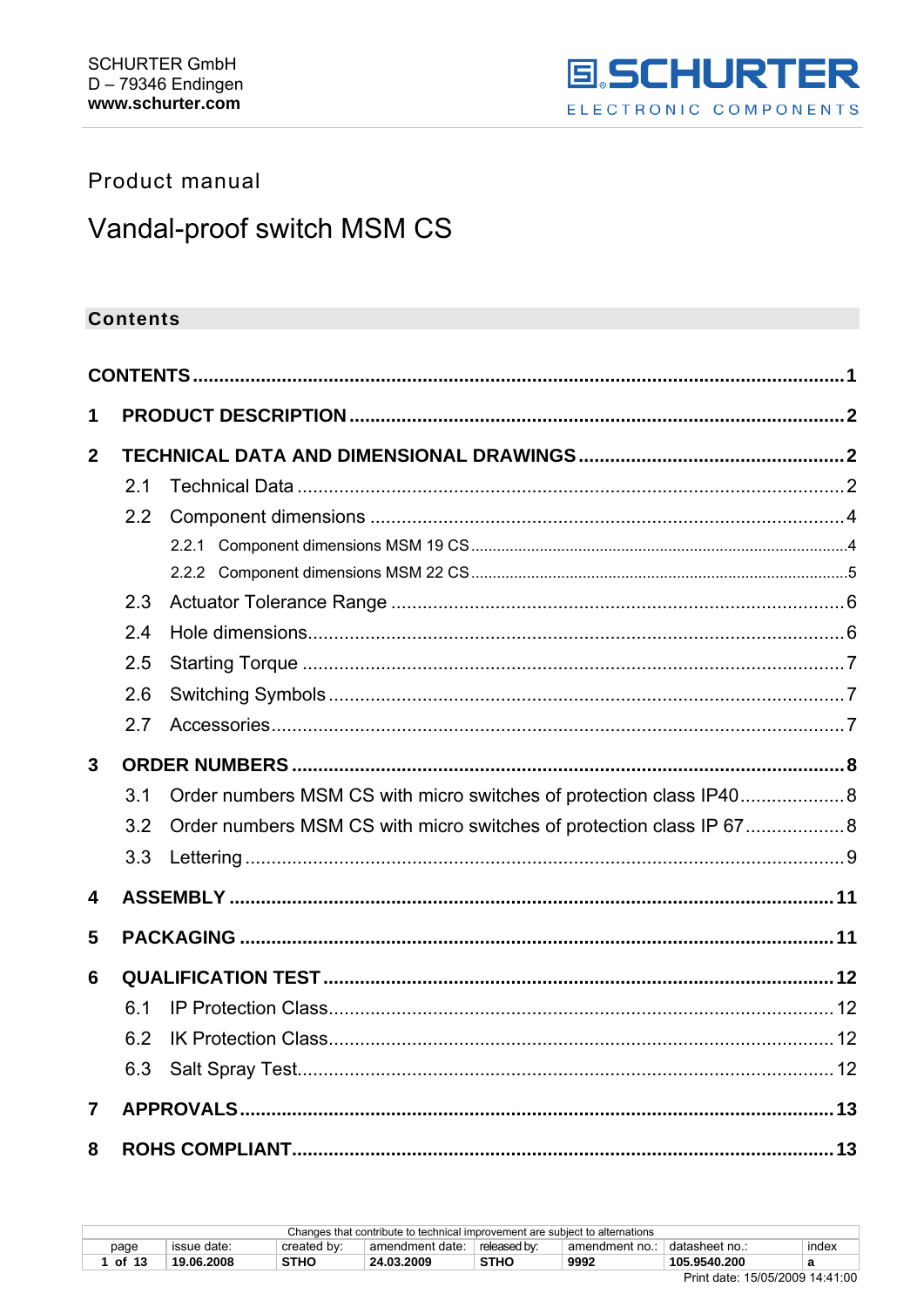SCHURTER GmbH
D – 79346 Endingen
**www.schurter.com**

SCHURTER ELECTRONIC COMPONENTS

Product manual

# Vandal-proof switch MSM CS

## Contents

**CONTENTS** .......... 1

**1 PRODUCT DESCRIPTION** .......... 2

**2 TECHNICAL DATA AND DIMENSIONAL DRAWINGS** .......... 2

- 2.1 Technical Data .......... 2
- 2.2 Component dimensions .......... 4
  - 2.2.1 Component dimensions MSM 19 CS .......... 4
  - 2.2.2 Component dimensions MSM 22 CS .......... 5
- 2.3 Actuator Tolerance Range .......... 6
- 2.4 Hole dimensions .......... 6
- 2.5 Starting Torque .......... 7
- 2.6 Switching Symbols .......... 7
- 2.7 Accessories .......... 7

**3 ORDER NUMBERS** .......... 8

- 3.1 Order numbers MSM CS with micro switches of protection class IP40 .......... 8
- 3.2 Order numbers MSM CS with micro switches of protection class IP 67 .......... 8
- 3.3 Lettering .......... 9

**4 ASSEMBLY** .......... 11

**5 PACKAGING** .......... 11

**6 QUALIFICATION TEST** .......... 12

- 6.1 IP Protection Class .......... 12
- 6.2 IK Protection Class .......... 12
- 6.3 Salt Spray Test .......... 12

**7 APPROVALS** .......... 13

**8 ROHS COMPLIANT** .......... 13

Changes that contribute to technical improvement are subject to alternations

| page | issue date: | created by: | amendment date: | released by: | amendment no.: | datasheet no.: | index |
|---|---|---|---|---|---|---|---|
| 1 of 13 | 19.06.2008 | STHO | 24.03.2009 | STHO | 9992 | 105.9540.200 | a |

Print date: 15/05/2009 14:41:00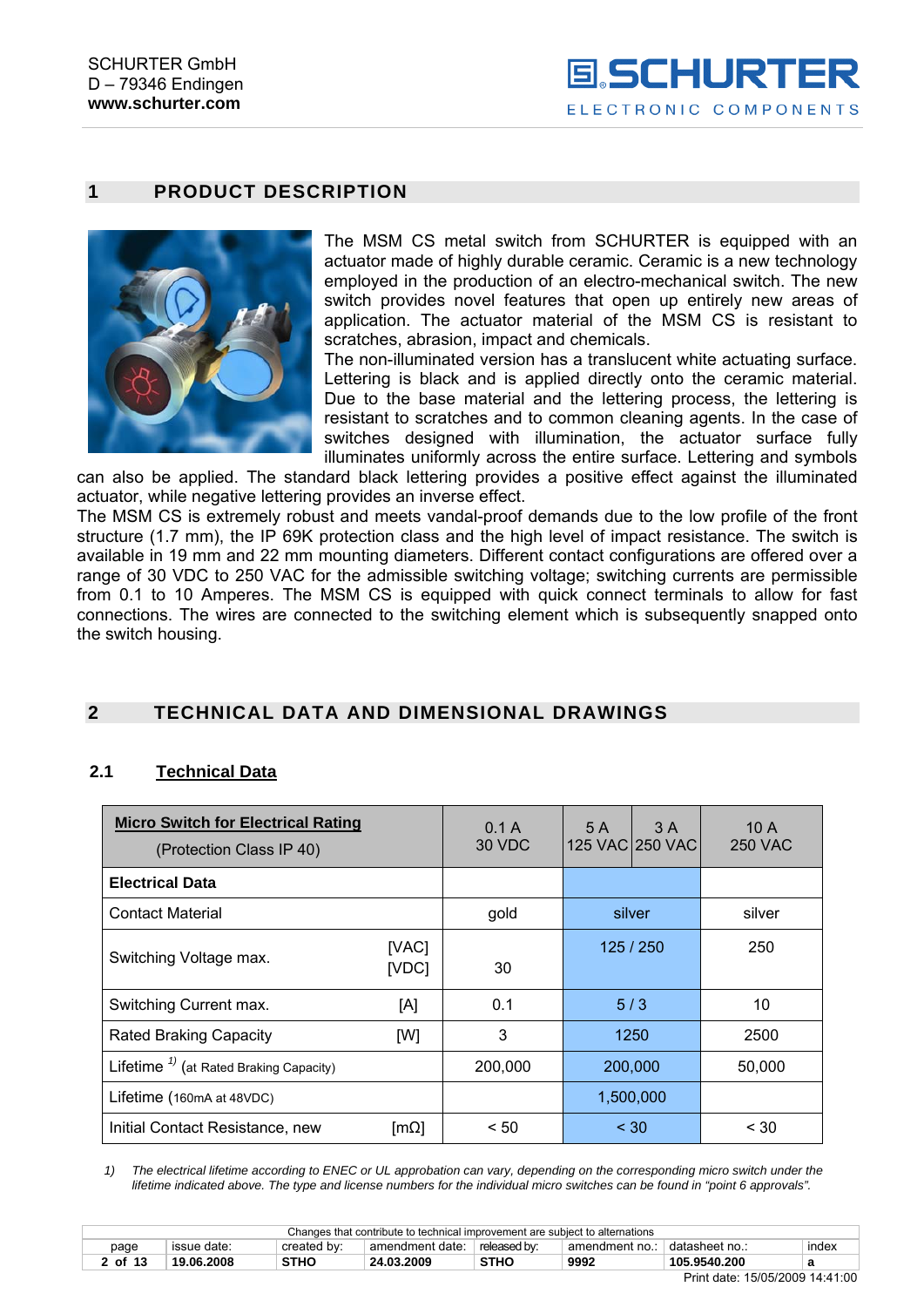## 1 PRODUCT DESCRIPTION

The MSM CS metal switch from SCHURTER is equipped with an actuator made of highly durable ceramic. Ceramic is a new technology employed in the production of an electro-mechanical switch. The new switch provides novel features that open up entirely new areas of application. The actuator material of the MSM CS is resistant to scratches, abrasion, impact and chemicals.
The non-illuminated version has a translucent white actuating surface. Lettering is black and is applied directly onto the ceramic material. Due to the base material and the lettering process, the lettering is resistant to scratches and to common cleaning agents. In the case of switches designed with illumination, the actuator surface fully illuminates uniformly across the entire surface. Lettering and symbols can also be applied. The standard black lettering provides a positive effect against the illuminated actuator, while negative lettering provides an inverse effect.
The MSM CS is extremely robust and meets vandal-proof demands due to the low profile of the front structure (1.7 mm), the IP 69K protection class and the high level of impact resistance. The switch is available in 19 mm and 22 mm mounting diameters. Different contact configurations are offered over a range of 30 VDC to 250 VAC for the admissible switching voltage; switching currents are permissible from 0.1 to 10 Amperes. The MSM CS is equipped with quick connect terminals to allow for fast connections. The wires are connected to the switching element which is subsequently snapped onto the switch housing.

## 2 TECHNICAL DATA AND DIMENSIONAL DRAWINGS

### 2.1 Technical Data

| **Micro Switch for Electrical Rating** (Protection Class IP 40) | | 0.1 A 30 VDC | 5 A 125 VAC | 3 A 250 VAC | 10 A 250 VAC |
|---|---|---|---|---|---|
| **Electrical Data** | | | | | |
| Contact Material | | gold | silver | | silver |
| Switching Voltage max. | [VAC] [VDC] | 30 | 125 / 250 | | 250 |
| Switching Current max. | [A] | 0.1 | 5 / 3 | | 10 |
| Rated Braking Capacity | [W] | 3 | 1250 | | 2500 |
| Lifetime [1] (at Rated Braking Capacity) | | 200,000 | 200,000 | | 50,000 |
| Lifetime (160mA at 48VDC) | | | 1,500,000 | | |
| Initial Contact Resistance, new | [mΩ] | < 50 | < 30 | | < 30 |

*1) The electrical lifetime according to ENEC or UL approbation can vary, depending on the corresponding micro switch under the lifetime indicated above. The type and license numbers for the individual micro switches can be found in "point 6 approvals".*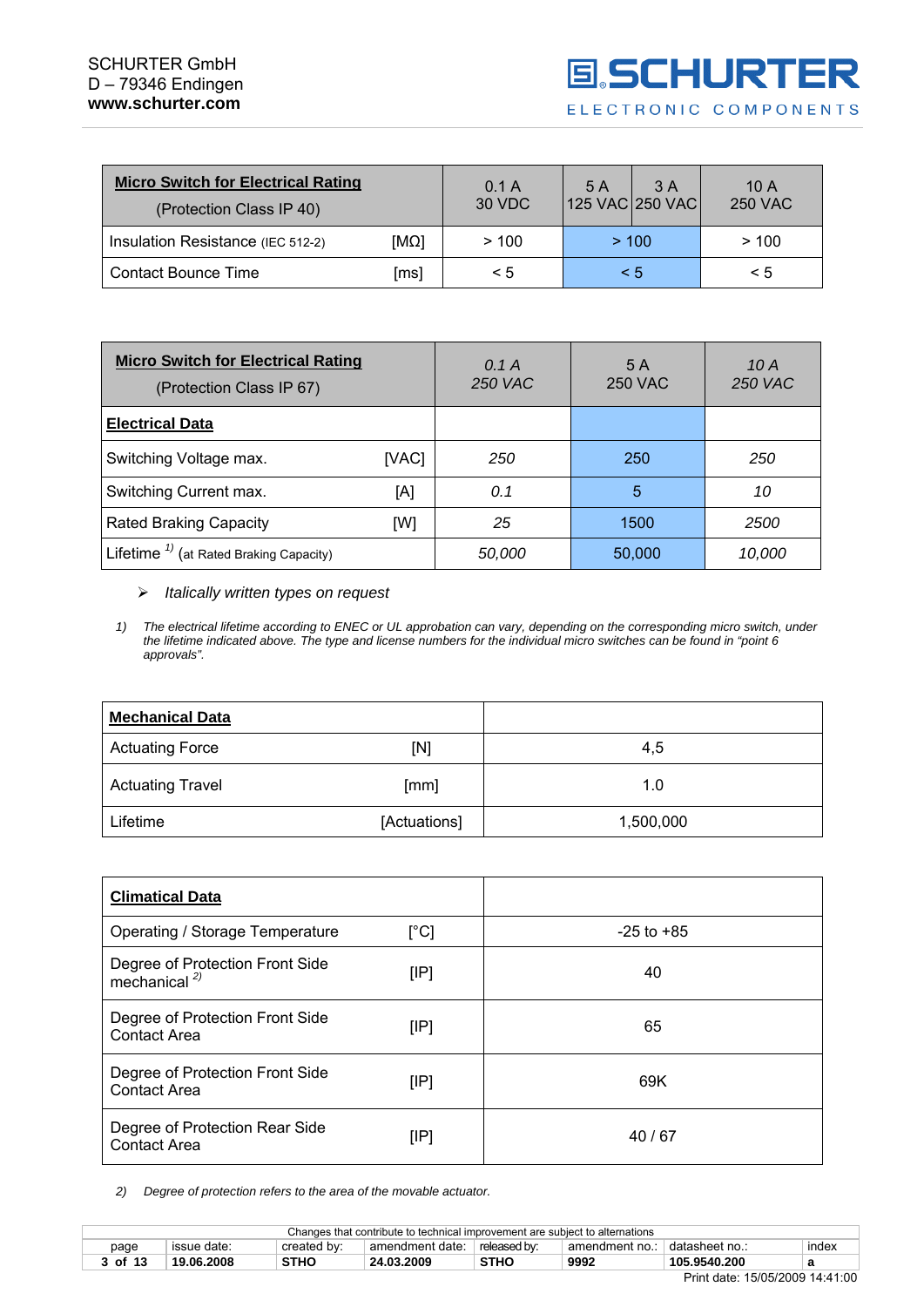| **Micro Switch for Electrical Rating** (Protection Class IP 40) | | 0.1 A 30 VDC | 5 A 125 VAC | 3 A 250 VAC | 10 A 250 VAC |
|---|---|---|---|---|---|
| Insulation Resistance (IEC 512-2) | [MΩ] | > 100 | > 100 | | > 100 |
| Contact Bounce Time | [ms] | < 5 | < 5 | | < 5 |

| **Micro Switch for Electrical Rating** (Protection Class IP 67) | | *0.1 A 250 VAC* | 5 A 250 VAC | *10 A 250 VAC* |
|---|---|---|---|---|
| **Electrical Data** | | | | |
| Switching Voltage max. | [VAC] | *250* | 250 | *250* |
| Switching Current max. | [A] | *0.1* | 5 | *10* |
| Rated Braking Capacity | [W] | *25* | 1500 | *2500* |
| Lifetime [1)] (at Rated Braking Capacity) | | *50,000* | 50,000 | *10,000* |

- *Italically written types on request*

*1) The electrical lifetime according to ENEC or UL approbation can vary, depending on the corresponding micro switch, under the lifetime indicated above. The type and license numbers for the individual micro switches can be found in "point 6 approvals".*

| **Mechanical Data** | | |
|---|---|---|
| Actuating Force | [N] | 4,5 |
| Actuating Travel | [mm] | 1.0 |
| Lifetime | [Actuations] | 1,500,000 |

| **Climatical Data** | | |
|---|---|---|
| Operating / Storage Temperature | [°C] | -25 to +85 |
| Degree of Protection Front Side mechanical [2)] | [IP] | 40 |
| Degree of Protection Front Side Contact Area | [IP] | 65 |
| Degree of Protection Front Side Contact Area | [IP] | 69K |
| Degree of Protection Rear Side Contact Area | [IP] | 40 / 67 |

*2) Degree of protection refers to the area of the movable actuator.*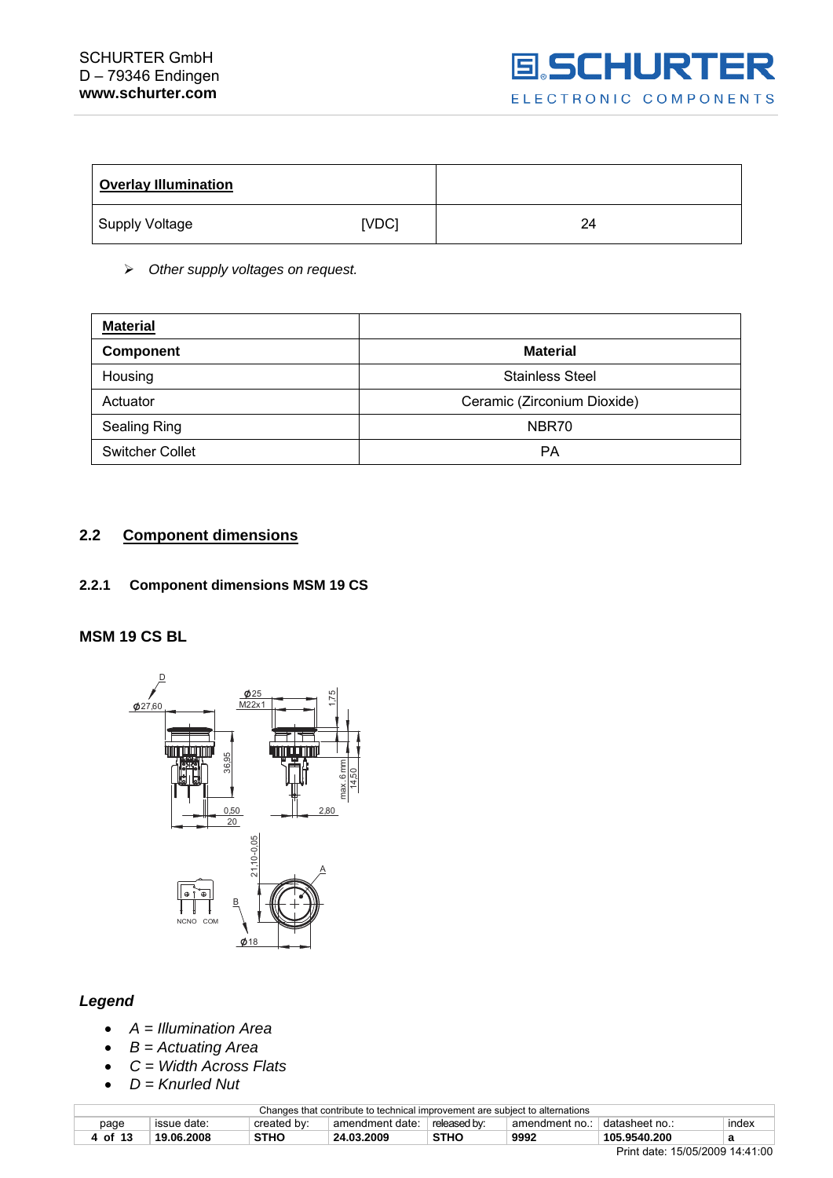| Overlay Illumination | | |
|---|---|---|
| Supply Voltage | [VDC] | 24 |

- ➢ *Other supply voltages on request.*

| Material | |
|---|---|
| **Component** | **Material** |
| Housing | Stainless Steel |
| Actuator | Ceramic (Zirconium Dioxide) |
| Sealing Ring | NBR70 |
| Switcher Collet | PA |

## 2.2 Component dimensions

### 2.2.1 Component dimensions MSM 19 CS

### MSM 19 CS BL

### *Legend*

- *A = Illumination Area*
- *B = Actuating Area*
- *C = Width Across Flats*
- *D = Knurled Nut*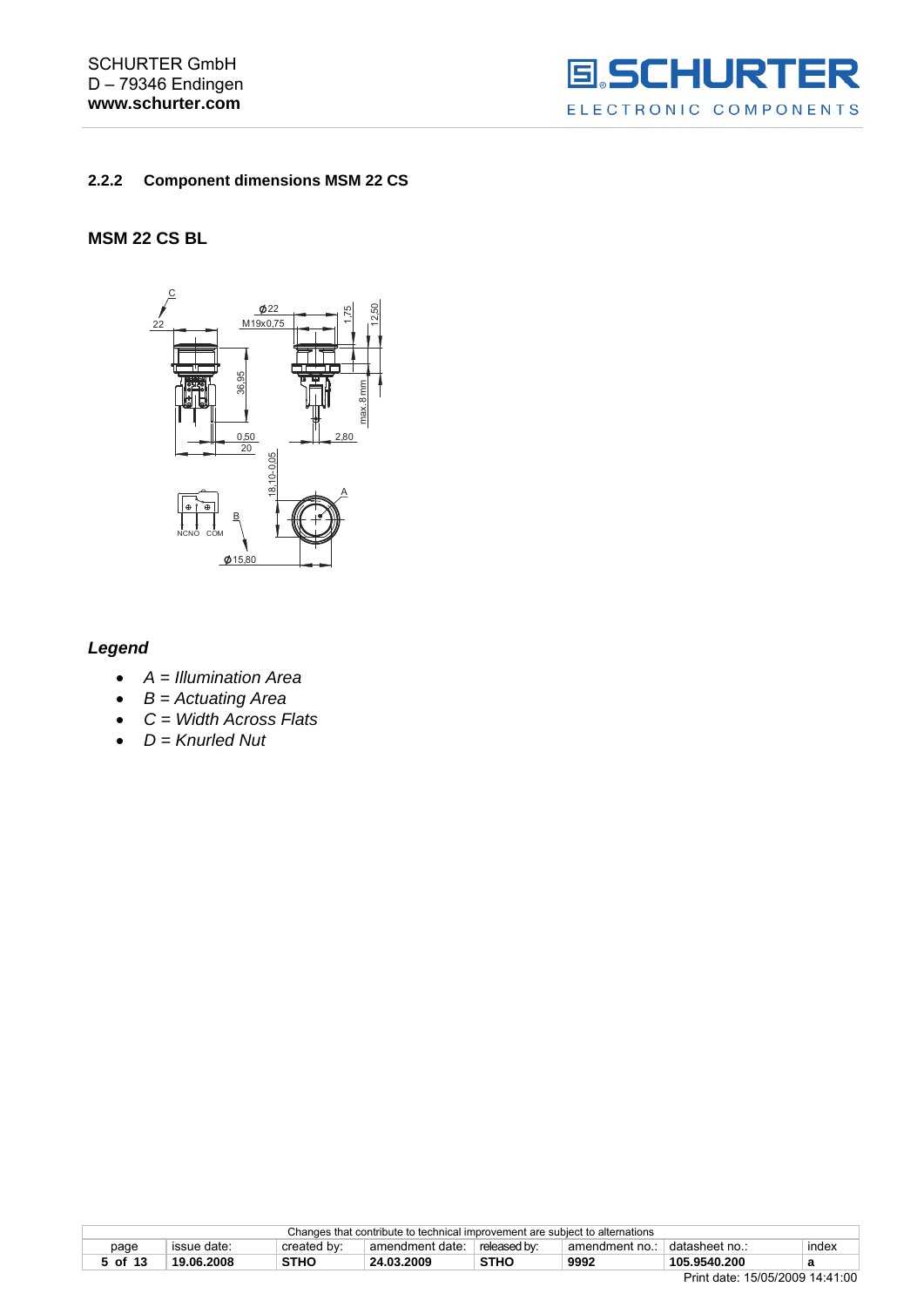### 2.2.2 Component dimensions MSM 22 CS

**MSM 22 CS BL**

*Legend*

- *A = Illumination Area*
- *B = Actuating Area*
- *C = Width Across Flats*
- *D = Knurled Nut*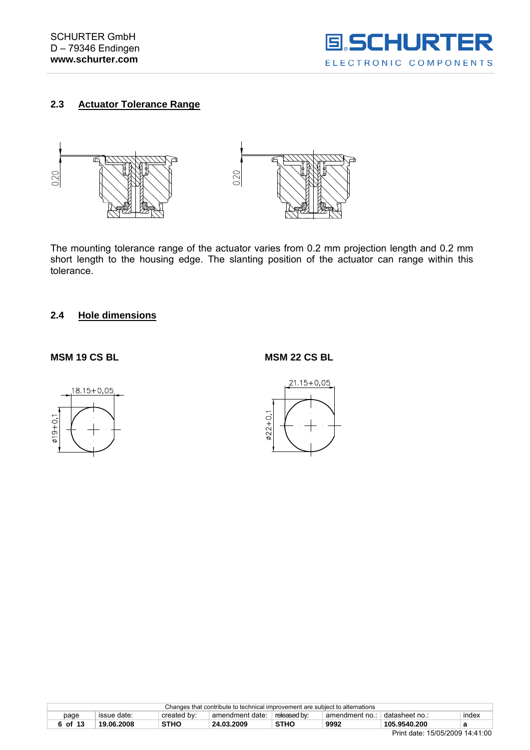## 2.3 Actuator Tolerance Range

The mounting tolerance range of the actuator varies from 0.2 mm projection length and 0.2 mm short length to the housing edge. The slanting position of the actuator can range within this tolerance.

## 2.4 Hole dimensions

**MSM 19 CS BL**

**MSM 22 CS BL**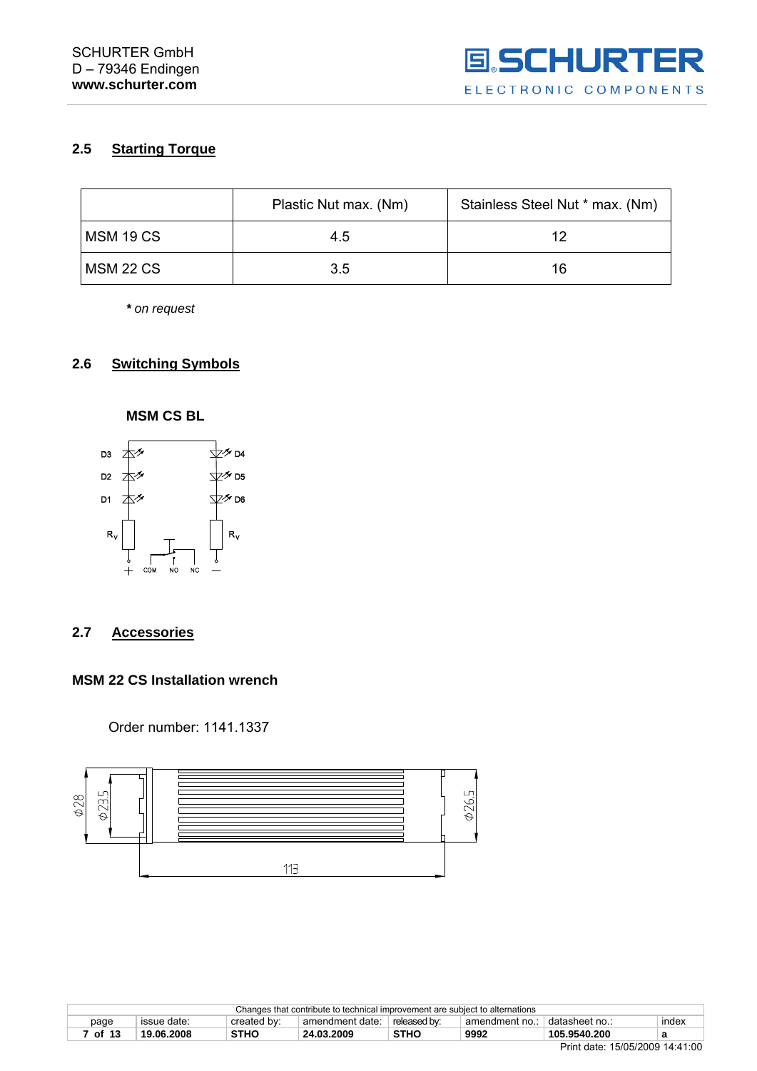## 2.5 Starting Torque

| | Plastic Nut max. (Nm) | Stainless Steel Nut * max. (Nm) |
|---|---|---|
| MSM 19 CS | 4.5 | 12 |
| MSM 22 CS | 3.5 | 16 |

*** on request**

## 2.6 Switching Symbols

**MSM CS BL**

D3 D4
D2 D5
D1 D6
$R_V$ $R_V$
+ COM NO NC –

## 2.7 Accessories

**MSM 22 CS Installation wrench**

Order number: 1141.1337

Φ28 Φ23.5 Φ26.5 113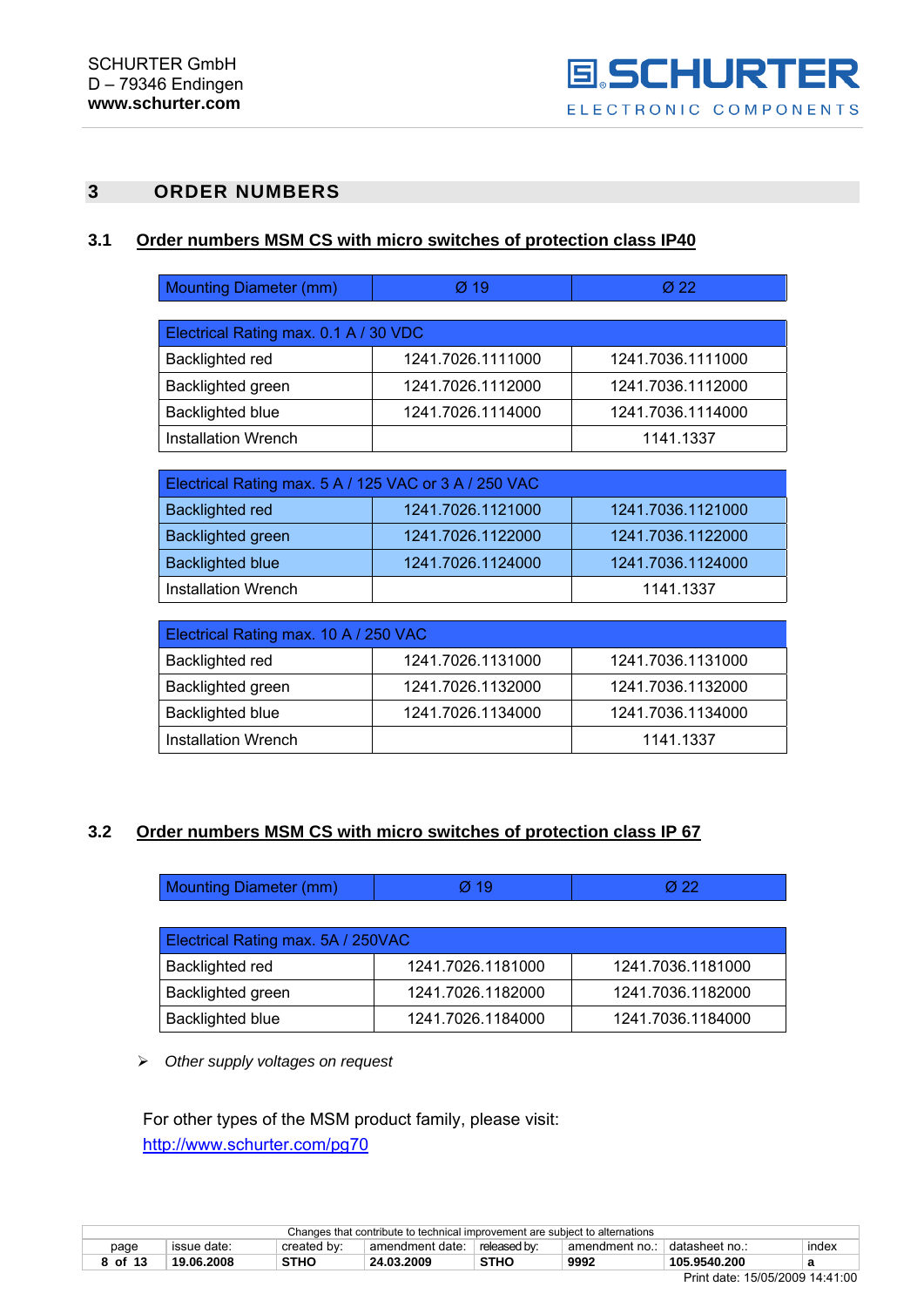# 3 ORDER NUMBERS

## 3.1 Order numbers MSM CS with micro switches of protection class IP40

| Mounting Diameter (mm) | Ø 19 | Ø 22 |
|---|---|---|
| **Electrical Rating max. 0.1 A / 30 VDC** | | |
| Backlighted red | 1241.7026.1111000 | 1241.7036.1111000 |
| Backlighted green | 1241.7026.1112000 | 1241.7036.1112000 |
| Backlighted blue | 1241.7026.1114000 | 1241.7036.1114000 |
| Installation Wrench | | 1141.1337 |
| **Electrical Rating max. 5 A / 125 VAC or 3 A / 250 VAC** | | |
| Backlighted red | 1241.7026.1121000 | 1241.7036.1121000 |
| Backlighted green | 1241.7026.1122000 | 1241.7036.1122000 |
| Backlighted blue | 1241.7026.1124000 | 1241.7036.1124000 |
| Installation Wrench | | 1141.1337 |
| **Electrical Rating max. 10 A / 250 VAC** | | |
| Backlighted red | 1241.7026.1131000 | 1241.7036.1131000 |
| Backlighted green | 1241.7026.1132000 | 1241.7036.1132000 |
| Backlighted blue | 1241.7026.1134000 | 1241.7036.1134000 |
| Installation Wrench | | 1141.1337 |

## 3.2 Order numbers MSM CS with micro switches of protection class IP 67

| Mounting Diameter (mm) | Ø 19 | Ø 22 |
|---|---|---|
| **Electrical Rating max. 5A / 250VAC** | | |
| Backlighted red | 1241.7026.1181000 | 1241.7036.1181000 |
| Backlighted green | 1241.7026.1182000 | 1241.7036.1182000 |
| Backlighted blue | 1241.7026.1184000 | 1241.7036.1184000 |

- *Other supply voltages on request*

For other types of the MSM product family, please visit:
http://www.schurter.com/pg70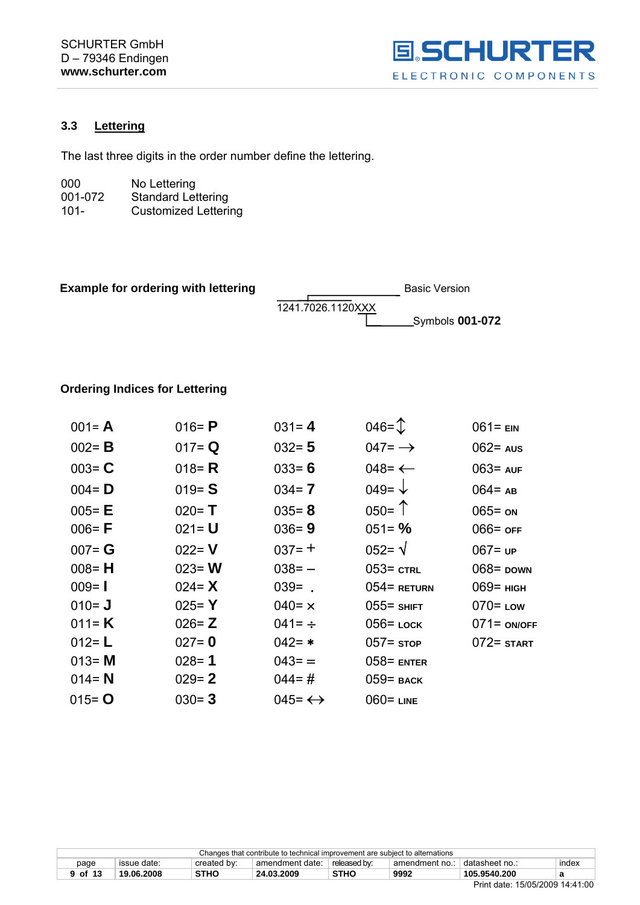### 3.3 Lettering

The last three digits in the order number define the lettering.

| | |
|---|---|
| 000 | No Lettering |
| 001-072 | Standard Lettering |
| 101- | Customized Lettering |

**Example for ordering with lettering**

1241.7026.1120XXX — Basic Version: 1241.7026.1120; Symbols **001-072**: XXX

**Ordering Indices for Lettering**

| | | | | |
|---|---|---|---|---|
| 001= **A** | 016= **P** | 031= **4** | 046= ↕ | 061= **EIN** |
| 002= **B** | 017= **Q** | 032= **5** | 047= → | 062= **AUS** |
| 003= **C** | 018= **R** | 033= **6** | 048= ← | 063= **AUF** |
| 004= **D** | 019= **S** | 034= **7** | 049= ↓ | 064= **AB** |
| 005= **E** | 020= **T** | 035= **8** | 050= ↑ | 065= **ON** |
| 006= **F** | 021= **U** | 036= **9** | 051= **%** | 066= **OFF** |
| 007= **G** | 022= **V** | 037= + | 052= √ | 067= **UP** |
| 008= **H** | 023= **W** | 038= – | 053= **CTRL** | 068= **DOWN** |
| 009= **I** | 024= **X** | 039= . | 054= **RETURN** | 069= **HIGH** |
| 010= **J** | 025= **Y** | 040= × | 055= **SHIFT** | 070= **LOW** |
| 011= **K** | 026= **Z** | 041= ÷ | 056= **LOCK** | 071= **ON/OFF** |
| 012= **L** | 027= **0** | 042= * | 057= **STOP** | 072= **START** |
| 013= **M** | 028= **1** | 043= = | 058= **ENTER** | |
| 014= **N** | 029= **2** | 044= # | 059= **BACK** | |
| 015= **O** | 030= **3** | 045= ↔ | 060= **LINE** | |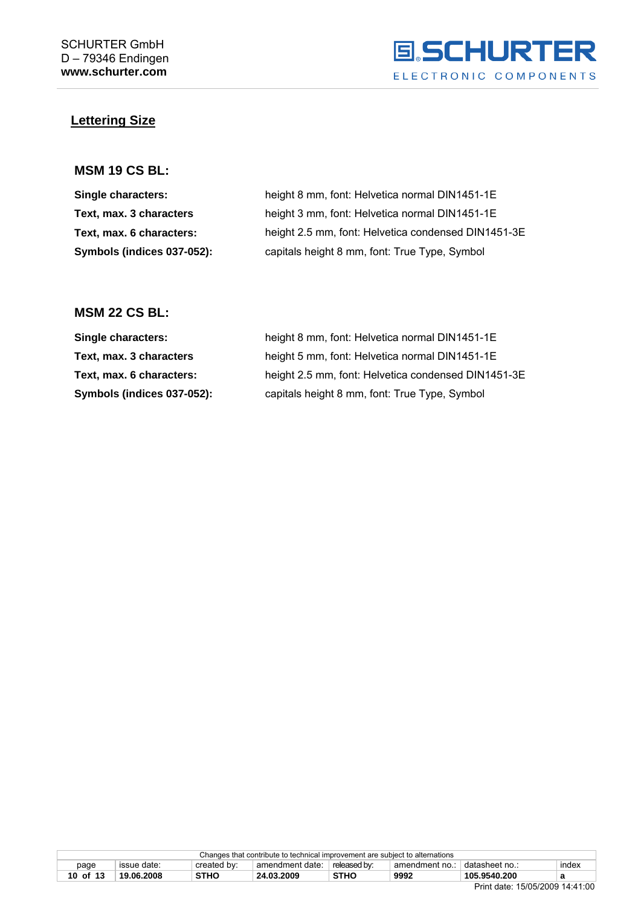## Lettering Size

### MSM 19 CS BL:

| | |
|---|---|
| **Single characters:** | height 8 mm, font: Helvetica normal DIN1451-1E |
| **Text, max. 3 characters** | height 3 mm, font: Helvetica normal DIN1451-1E |
| **Text, max. 6 characters:** | height 2.5 mm, font: Helvetica condensed DIN1451-3E |
| **Symbols (indices 037-052):** | capitals height 8 mm, font: True Type, Symbol |

### MSM 22 CS BL:

| | |
|---|---|
| **Single characters:** | height 8 mm, font: Helvetica normal DIN1451-1E |
| **Text, max. 3 characters** | height 5 mm, font: Helvetica normal DIN1451-1E |
| **Text, max. 6 characters:** | height 2.5 mm, font: Helvetica condensed DIN1451-3E |
| **Symbols (indices 037-052):** | capitals height 8 mm, font: True Type, Symbol |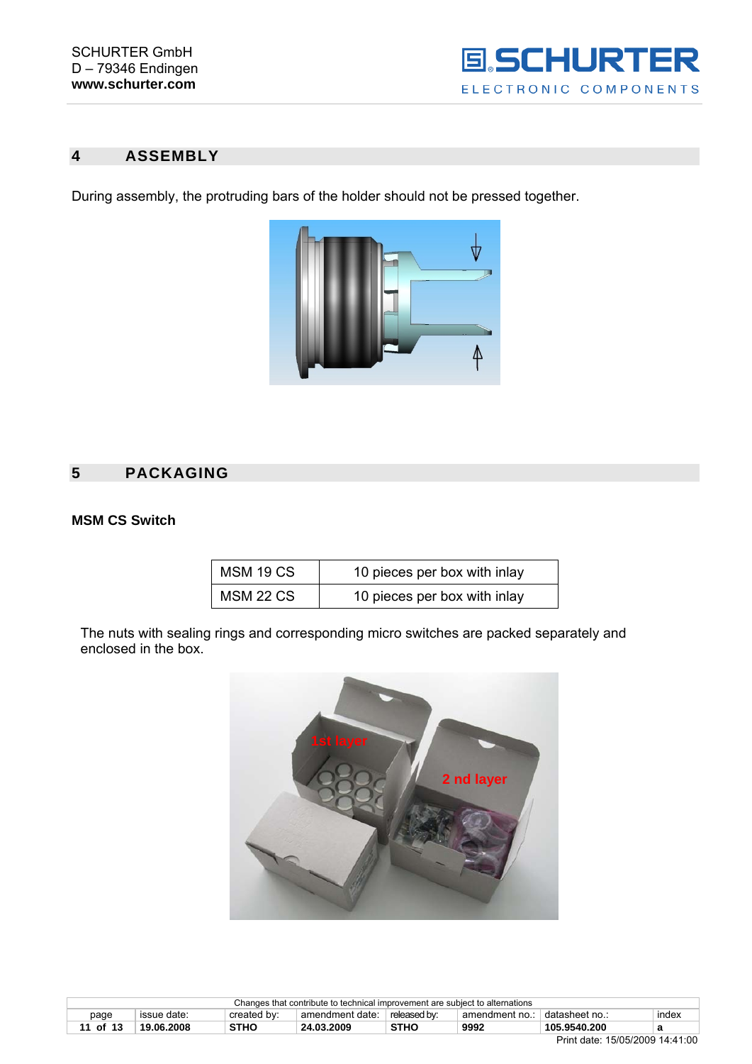## 4 ASSEMBLY

During assembly, the protruding bars of the holder should not be pressed together.

## 5 PACKAGING

### MSM CS Switch

| MSM 19 CS | 10 pieces per box with inlay |
|---|---|
| MSM 22 CS | 10 pieces per box with inlay |

The nuts with sealing rings and corresponding micro switches are packed separately and enclosed in the box.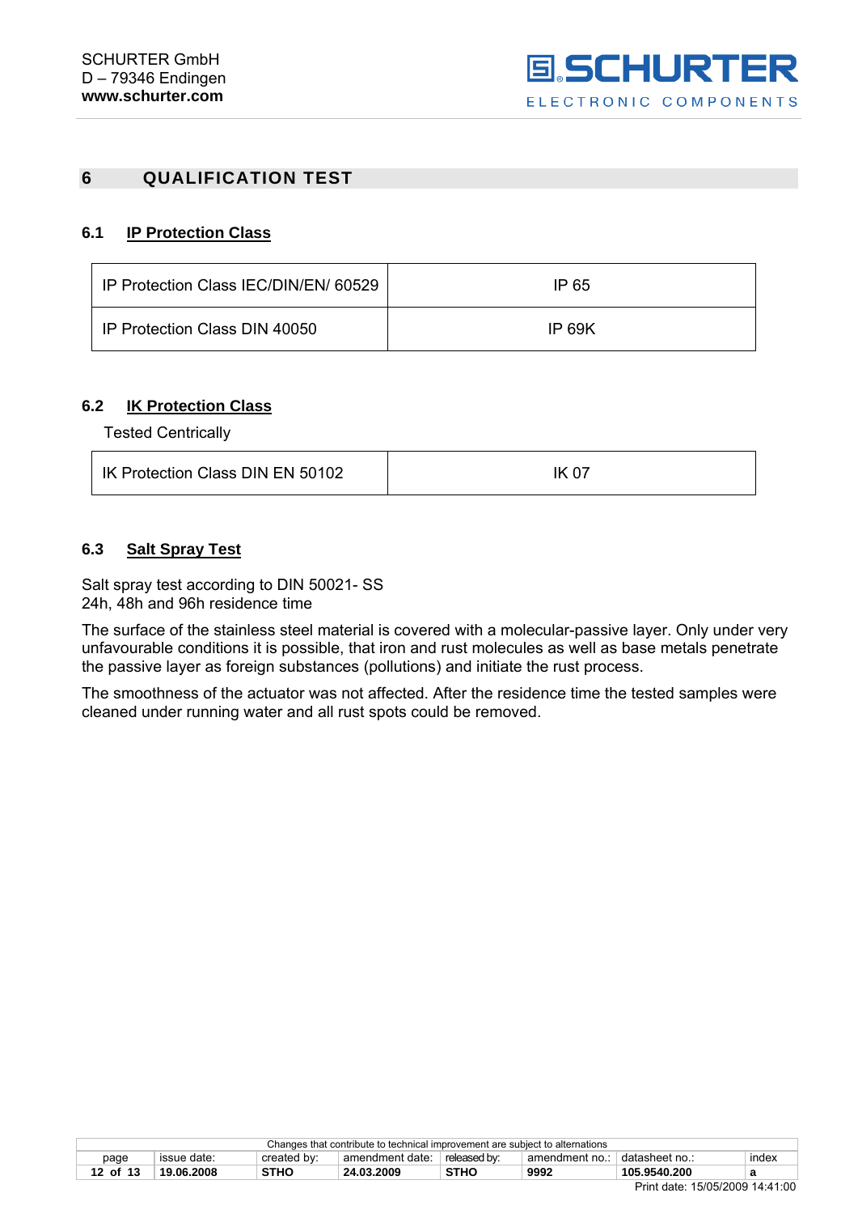# 6 QUALIFICATION TEST

## 6.1 IP Protection Class

| IP Protection Class IEC/DIN/EN/ 60529 | IP 65 |
|---|---|
| IP Protection Class DIN 40050 | IP 69K |

## 6.2 IK Protection Class

Tested Centrically

| IK Protection Class DIN EN 50102 | IK 07 |
|---|---|

## 6.3 Salt Spray Test

Salt spray test according to DIN 50021- SS
24h, 48h and 96h residence time

The surface of the stainless steel material is covered with a molecular-passive layer. Only under very unfavourable conditions it is possible, that iron and rust molecules as well as base metals penetrate the passive layer as foreign substances (pollutions) and initiate the rust process.

The smoothness of the actuator was not affected. After the residence time the tested samples were cleaned under running water and all rust spots could be removed.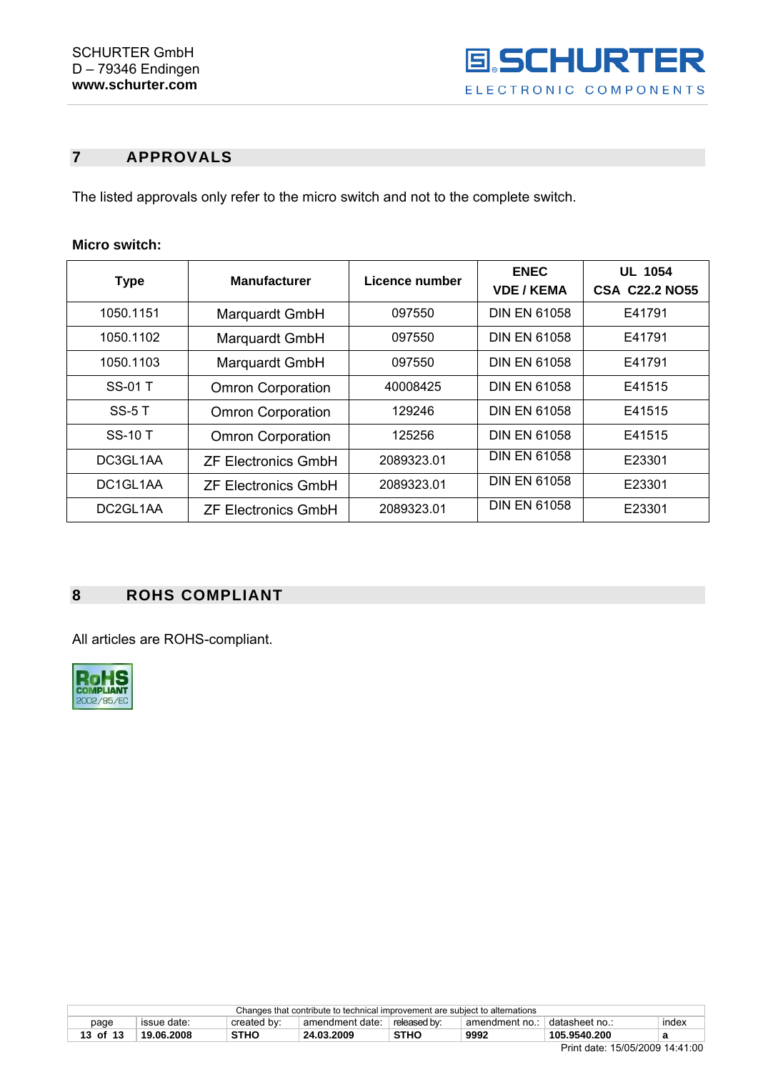## 7 APPROVALS

The listed approvals only refer to the micro switch and not to the complete switch.

**Micro switch:**

| Type | Manufacturer | Licence number | ENEC VDE / KEMA | UL 1054 CSA C22.2 NO55 |
|---|---|---|---|---|
| 1050.1151 | Marquardt GmbH | 097550 | DIN EN 61058 | E41791 |
| 1050.1102 | Marquardt GmbH | 097550 | DIN EN 61058 | E41791 |
| 1050.1103 | Marquardt GmbH | 097550 | DIN EN 61058 | E41791 |
| SS-01 T | Omron Corporation | 40008425 | DIN EN 61058 | E41515 |
| SS-5 T | Omron Corporation | 129246 | DIN EN 61058 | E41515 |
| SS-10 T | Omron Corporation | 125256 | DIN EN 61058 | E41515 |
| DC3GL1AA | ZF Electronics GmbH | 2089323.01 | DIN EN 61058 | E23301 |
| DC1GL1AA | ZF Electronics GmbH | 2089323.01 | DIN EN 61058 | E23301 |
| DC2GL1AA | ZF Electronics GmbH | 2089323.01 | DIN EN 61058 | E23301 |

## 8 ROHS COMPLIANT

All articles are ROHS-compliant.

RoHS COMPLIANT 2002/95/EC